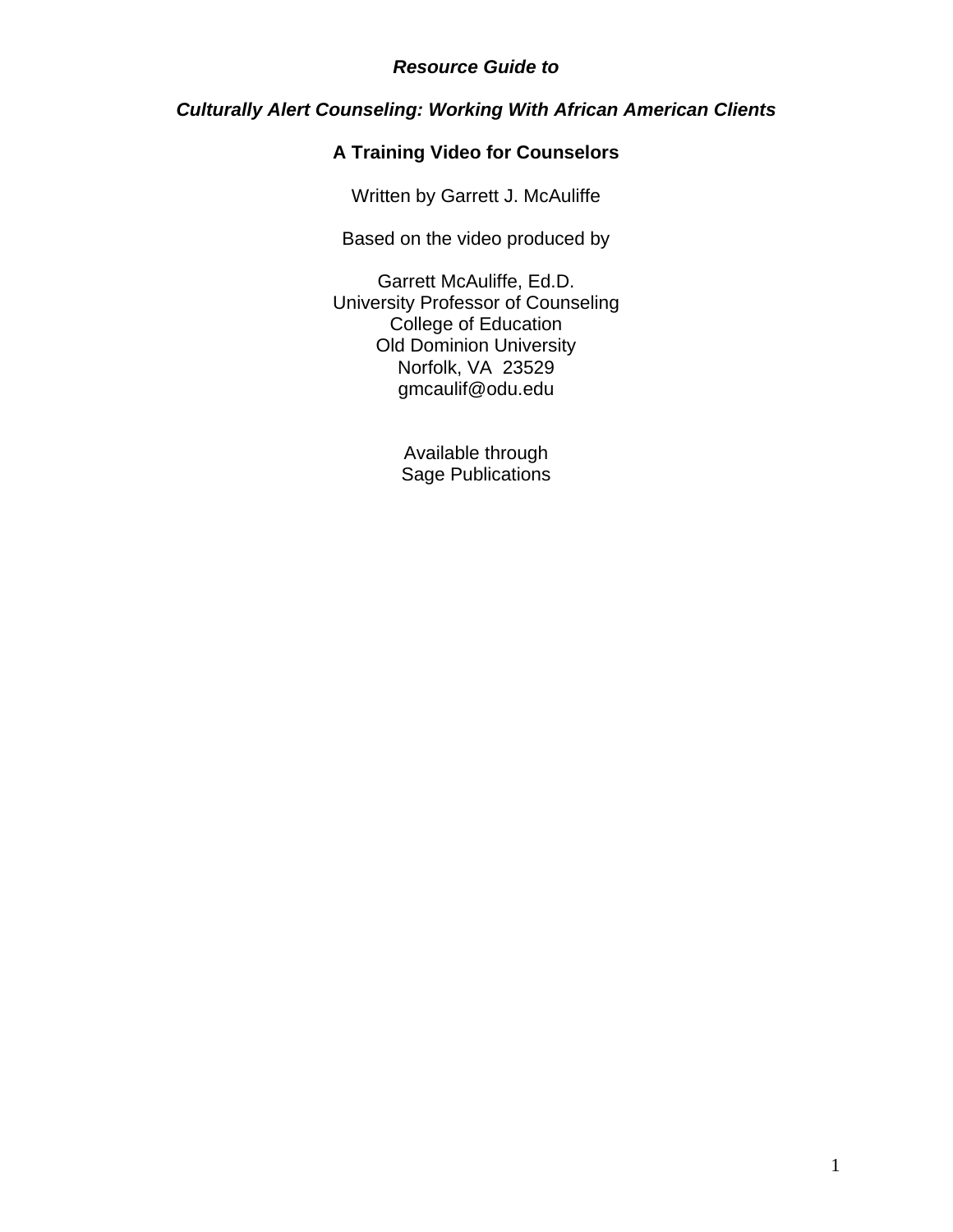***Resource Guide to***

***Culturally Alert Counseling: Working With African American Clients***

**A Training Video for Counselors**

Written by Garrett J. McAuliffe

Based on the video produced by

Garrett McAuliffe, Ed.D.
University Professor of Counseling
College of Education
Old Dominion University
Norfolk, VA 23529
gmcaulif@odu.edu

Available through
Sage Publications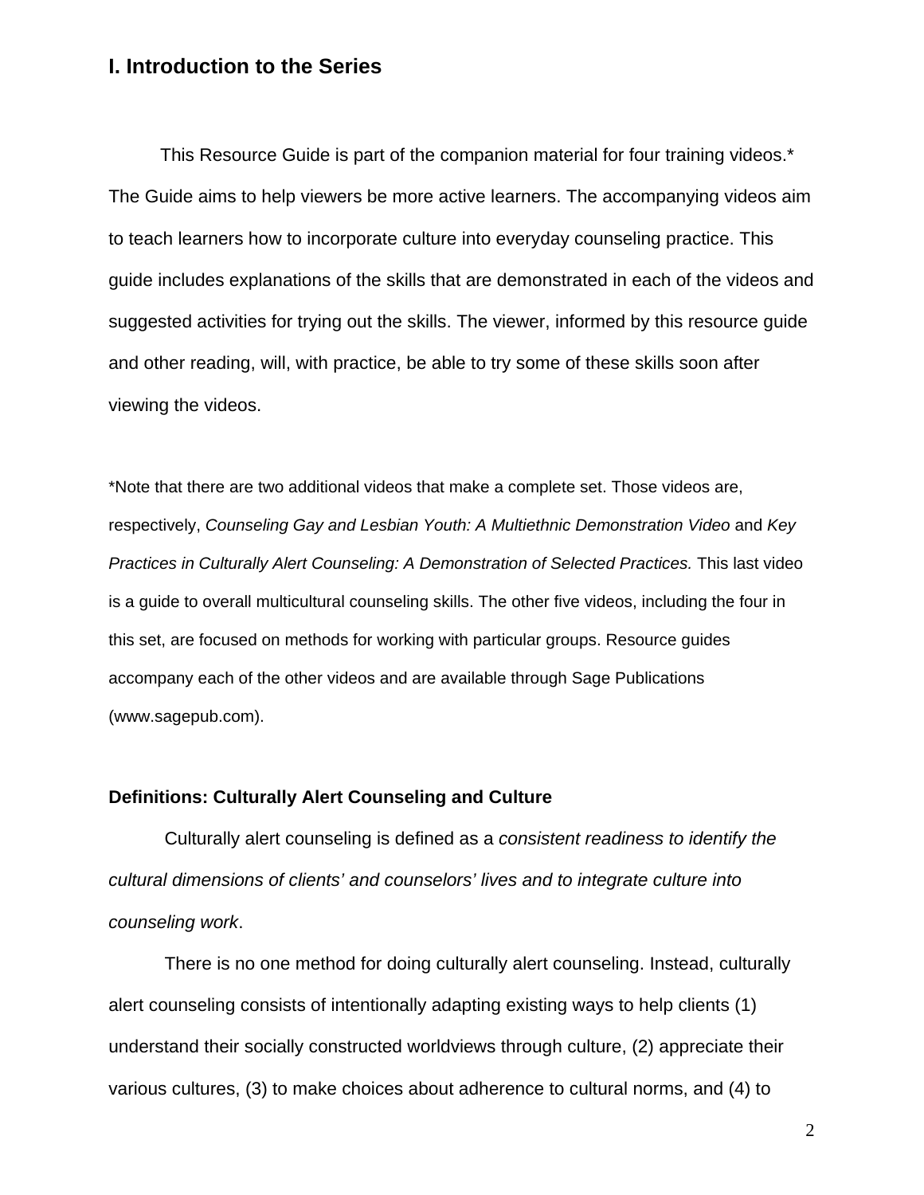## I. Introduction to the Series

This Resource Guide is part of the companion material for four training videos.* The Guide aims to help viewers be more active learners. The accompanying videos aim to teach learners how to incorporate culture into everyday counseling practice. This guide includes explanations of the skills that are demonstrated in each of the videos and suggested activities for trying out the skills. The viewer, informed by this resource guide and other reading, will, with practice, be able to try some of these skills soon after viewing the videos.

*Note that there are two additional videos that make a complete set. Those videos are, respectively, *Counseling Gay and Lesbian Youth: A Multiethnic Demonstration Video* and *Key Practices in Culturally Alert Counseling: A Demonstration of Selected Practices.* This last video is a guide to overall multicultural counseling skills. The other five videos, including the four in this set, are focused on methods for working with particular groups. Resource guides accompany each of the other videos and are available through Sage Publications (www.sagepub.com).

### Definitions: Culturally Alert Counseling and Culture

Culturally alert counseling is defined as a *consistent readiness to identify the cultural dimensions of clients' and counselors' lives and to integrate culture into counseling work*.

There is no one method for doing culturally alert counseling. Instead, culturally alert counseling consists of intentionally adapting existing ways to help clients (1) understand their socially constructed worldviews through culture, (2) appreciate their various cultures, (3) to make choices about adherence to cultural norms, and (4) to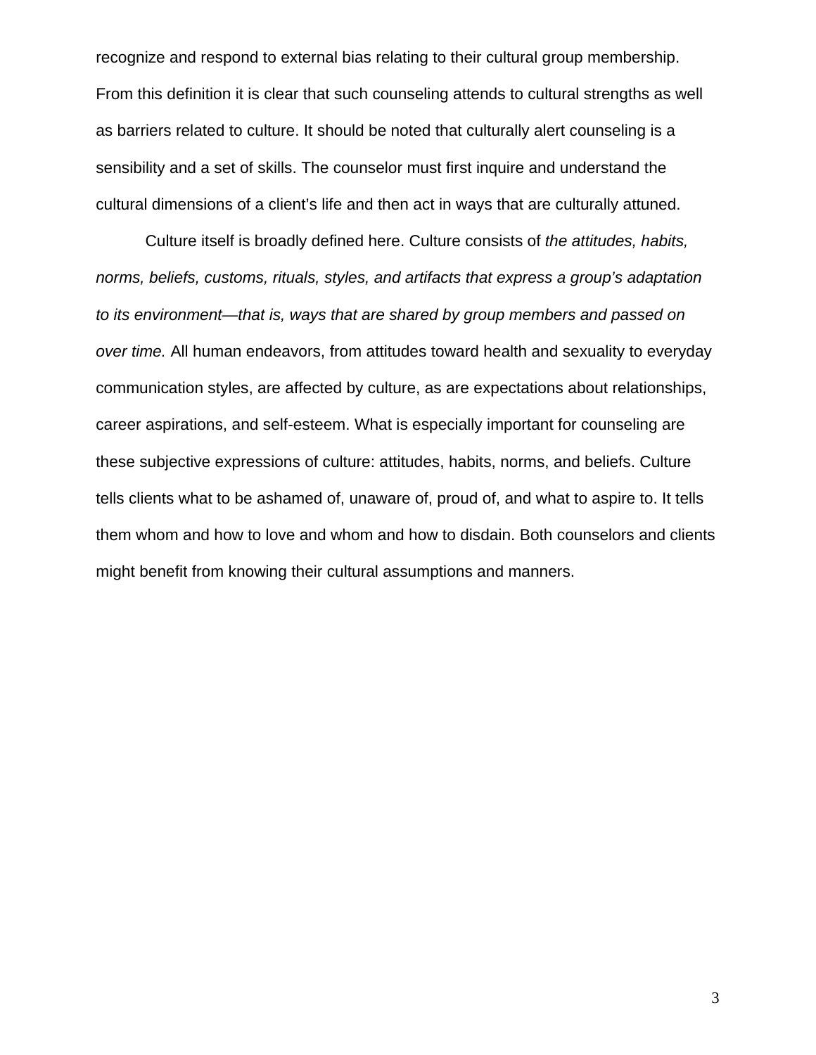recognize and respond to external bias relating to their cultural group membership. From this definition it is clear that such counseling attends to cultural strengths as well as barriers related to culture. It should be noted that culturally alert counseling is a sensibility and a set of skills. The counselor must first inquire and understand the cultural dimensions of a client's life and then act in ways that are culturally attuned.

Culture itself is broadly defined here. Culture consists of *the attitudes, habits, norms, beliefs, customs, rituals, styles, and artifacts that express a group's adaptation to its environment—that is, ways that are shared by group members and passed on over time.* All human endeavors, from attitudes toward health and sexuality to everyday communication styles, are affected by culture, as are expectations about relationships, career aspirations, and self-esteem. What is especially important for counseling are these subjective expressions of culture: attitudes, habits, norms, and beliefs. Culture tells clients what to be ashamed of, unaware of, proud of, and what to aspire to. It tells them whom and how to love and whom and how to disdain. Both counselors and clients might benefit from knowing their cultural assumptions and manners.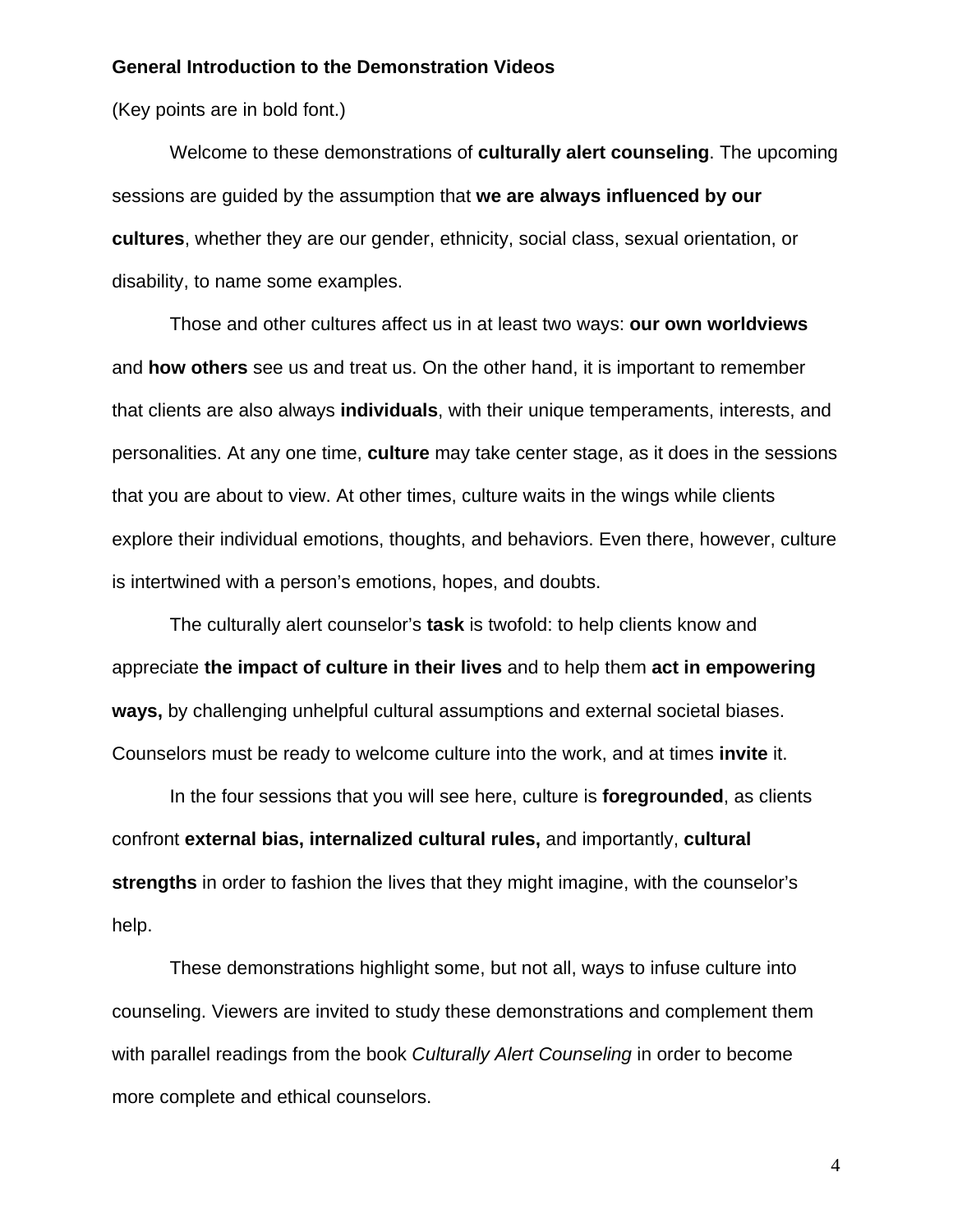**General Introduction to the Demonstration Videos**

(Key points are in bold font.)

Welcome to these demonstrations of **culturally alert counseling**. The upcoming sessions are guided by the assumption that **we are always influenced by our cultures**, whether they are our gender, ethnicity, social class, sexual orientation, or disability, to name some examples.

Those and other cultures affect us in at least two ways: **our own worldviews** and **how others** see us and treat us. On the other hand, it is important to remember that clients are also always **individuals**, with their unique temperaments, interests, and personalities. At any one time, **culture** may take center stage, as it does in the sessions that you are about to view. At other times, culture waits in the wings while clients explore their individual emotions, thoughts, and behaviors. Even there, however, culture is intertwined with a person's emotions, hopes, and doubts.

The culturally alert counselor's **task** is twofold: to help clients know and appreciate **the impact of culture in their lives** and to help them **act in empowering ways,** by challenging unhelpful cultural assumptions and external societal biases. Counselors must be ready to welcome culture into the work, and at times **invite** it.

In the four sessions that you will see here, culture is **foregrounded**, as clients confront **external bias, internalized cultural rules,** and importantly, **cultural strengths** in order to fashion the lives that they might imagine, with the counselor's help.

These demonstrations highlight some, but not all, ways to infuse culture into counseling. Viewers are invited to study these demonstrations and complement them with parallel readings from the book *Culturally Alert Counseling* in order to become more complete and ethical counselors.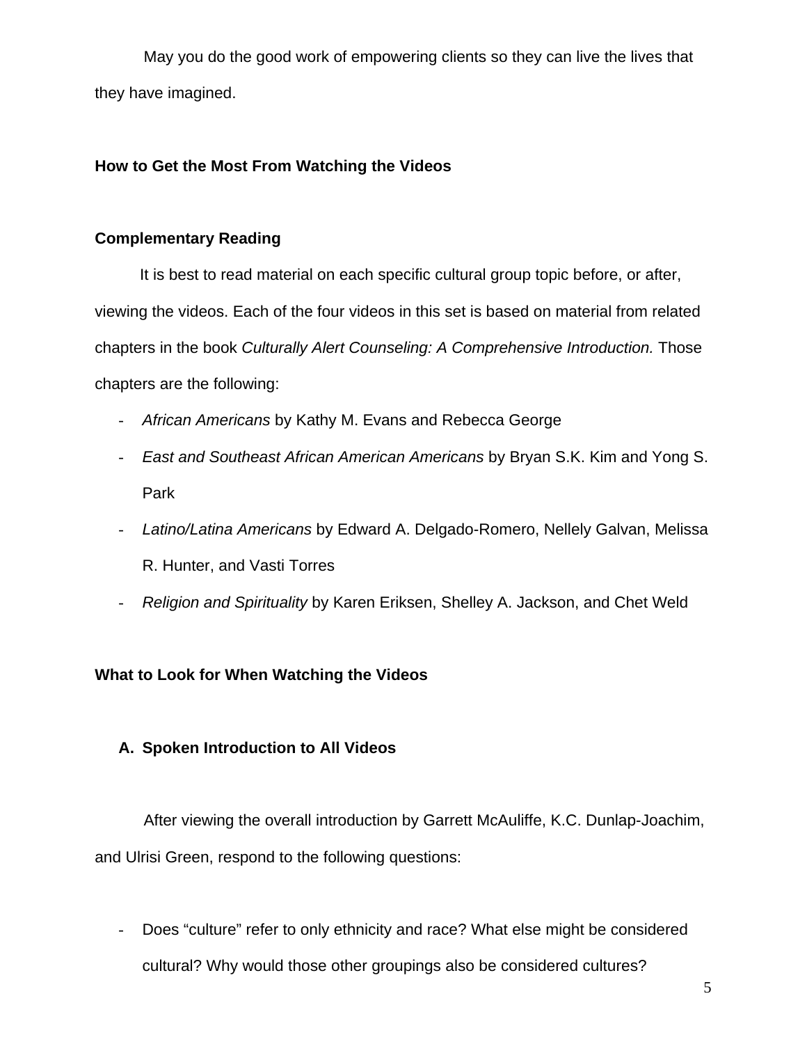May you do the good work of empowering clients so they can live the lives that they have imagined.

## How to Get the Most From Watching the Videos

### Complementary Reading

It is best to read material on each specific cultural group topic before, or after, viewing the videos. Each of the four videos in this set is based on material from related chapters in the book *Culturally Alert Counseling: A Comprehensive Introduction.* Those chapters are the following:

- *African Americans* by Kathy M. Evans and Rebecca George
- *East and Southeast African American Americans* by Bryan S.K. Kim and Yong S. Park
- *Latino/Latina Americans* by Edward A. Delgado-Romero, Nellely Galvan, Melissa R. Hunter, and Vasti Torres
- *Religion and Spirituality* by Karen Eriksen, Shelley A. Jackson, and Chet Weld

## What to Look for When Watching the Videos

### A. Spoken Introduction to All Videos

After viewing the overall introduction by Garrett McAuliffe, K.C. Dunlap-Joachim, and Ulrisi Green, respond to the following questions:

- Does "culture" refer to only ethnicity and race? What else might be considered cultural? Why would those other groupings also be considered cultures?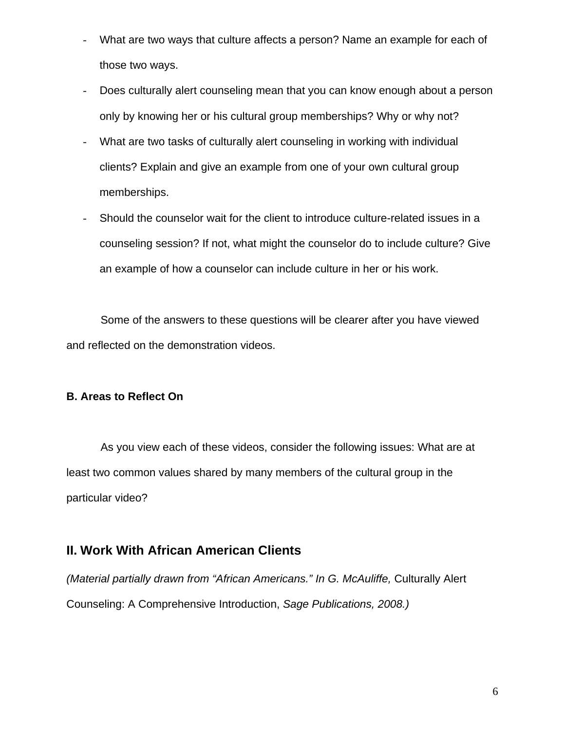- What are two ways that culture affects a person? Name an example for each of those two ways.
- Does culturally alert counseling mean that you can know enough about a person only by knowing her or his cultural group memberships? Why or why not?
- What are two tasks of culturally alert counseling in working with individual clients? Explain and give an example from one of your own cultural group memberships.
- Should the counselor wait for the client to introduce culture-related issues in a counseling session? If not, what might the counselor do to include culture? Give an example of how a counselor can include culture in her or his work.

Some of the answers to these questions will be clearer after you have viewed and reflected on the demonstration videos.

### B. Areas to Reflect On

As you view each of these videos, consider the following issues: What are at least two common values shared by many members of the cultural group in the particular video?

## II. Work With African American Clients

*(Material partially drawn from "African Americans." In G. McAuliffe,* Culturally Alert Counseling: A Comprehensive Introduction, *Sage Publications, 2008.)*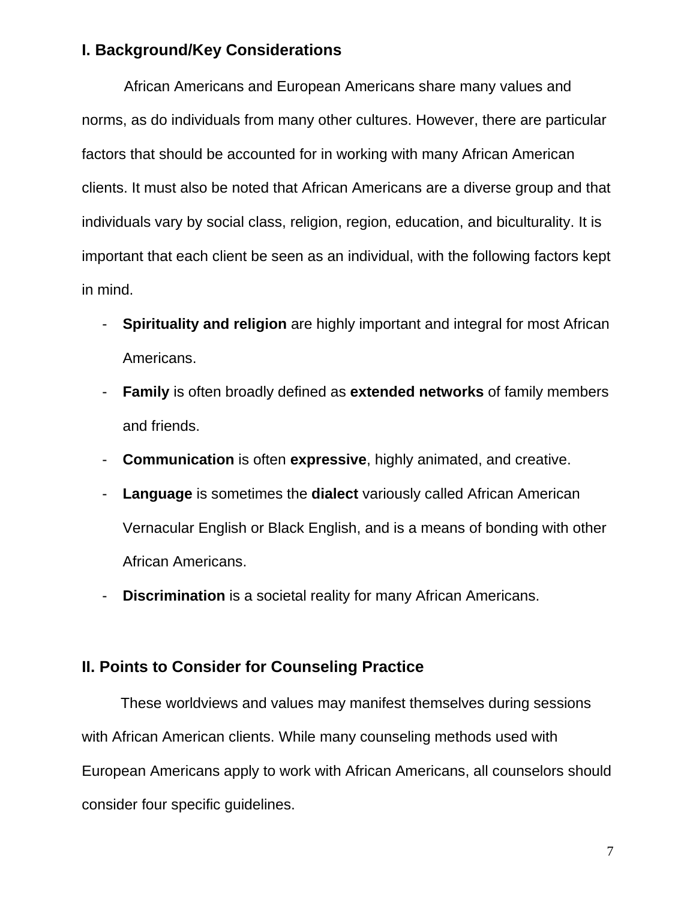## I. Background/Key Considerations

African Americans and European Americans share many values and norms, as do individuals from many other cultures. However, there are particular factors that should be accounted for in working with many African American clients. It must also be noted that African Americans are a diverse group and that individuals vary by social class, religion, region, education, and biculturality. It is important that each client be seen as an individual, with the following factors kept in mind.

- **Spirituality and religion** are highly important and integral for most African Americans.
- **Family** is often broadly defined as **extended networks** of family members and friends.
- **Communication** is often **expressive**, highly animated, and creative.
- **Language** is sometimes the **dialect** variously called African American Vernacular English or Black English, and is a means of bonding with other African Americans.
- **Discrimination** is a societal reality for many African Americans.

## II. Points to Consider for Counseling Practice

These worldviews and values may manifest themselves during sessions with African American clients. While many counseling methods used with European Americans apply to work with African Americans, all counselors should consider four specific guidelines.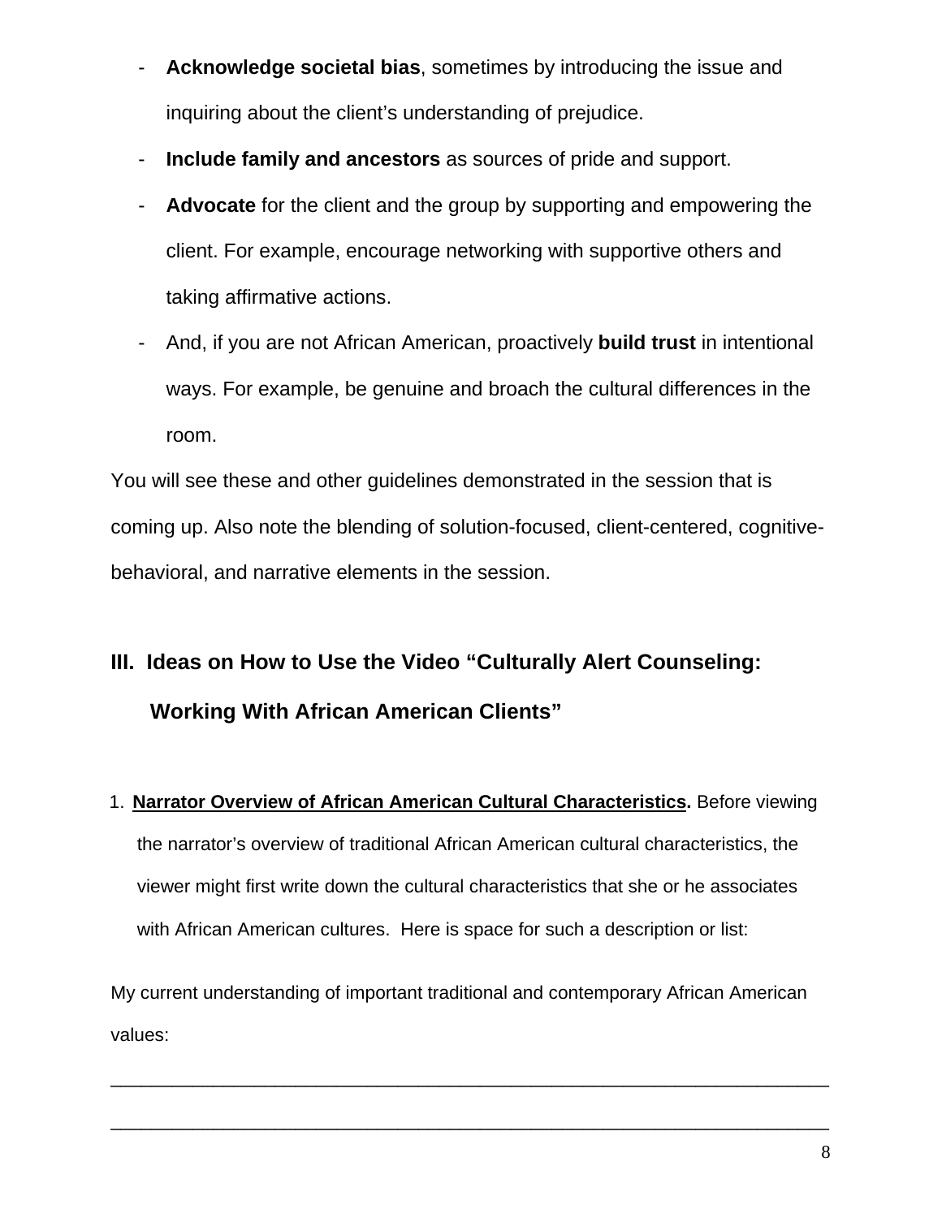- **Acknowledge societal bias**, sometimes by introducing the issue and inquiring about the client's understanding of prejudice.
- **Include family and ancestors** as sources of pride and support.
- **Advocate** for the client and the group by supporting and empowering the client. For example, encourage networking with supportive others and taking affirmative actions.
- And, if you are not African American, proactively **build trust** in intentional ways. For example, be genuine and broach the cultural differences in the room.

You will see these and other guidelines demonstrated in the session that is coming up. Also note the blending of solution-focused, client-centered, cognitive-behavioral, and narrative elements in the session.

## III. Ideas on How to Use the Video "Culturally Alert Counseling: Working With African American Clients"

1. **Narrator Overview of African American Cultural Characteristics.** Before viewing the narrator's overview of traditional African American cultural characteristics, the viewer might first write down the cultural characteristics that she or he associates with African American cultures. Here is space for such a description or list:

My current understanding of important traditional and contemporary African American values:

______________________________________________________________________

______________________________________________________________________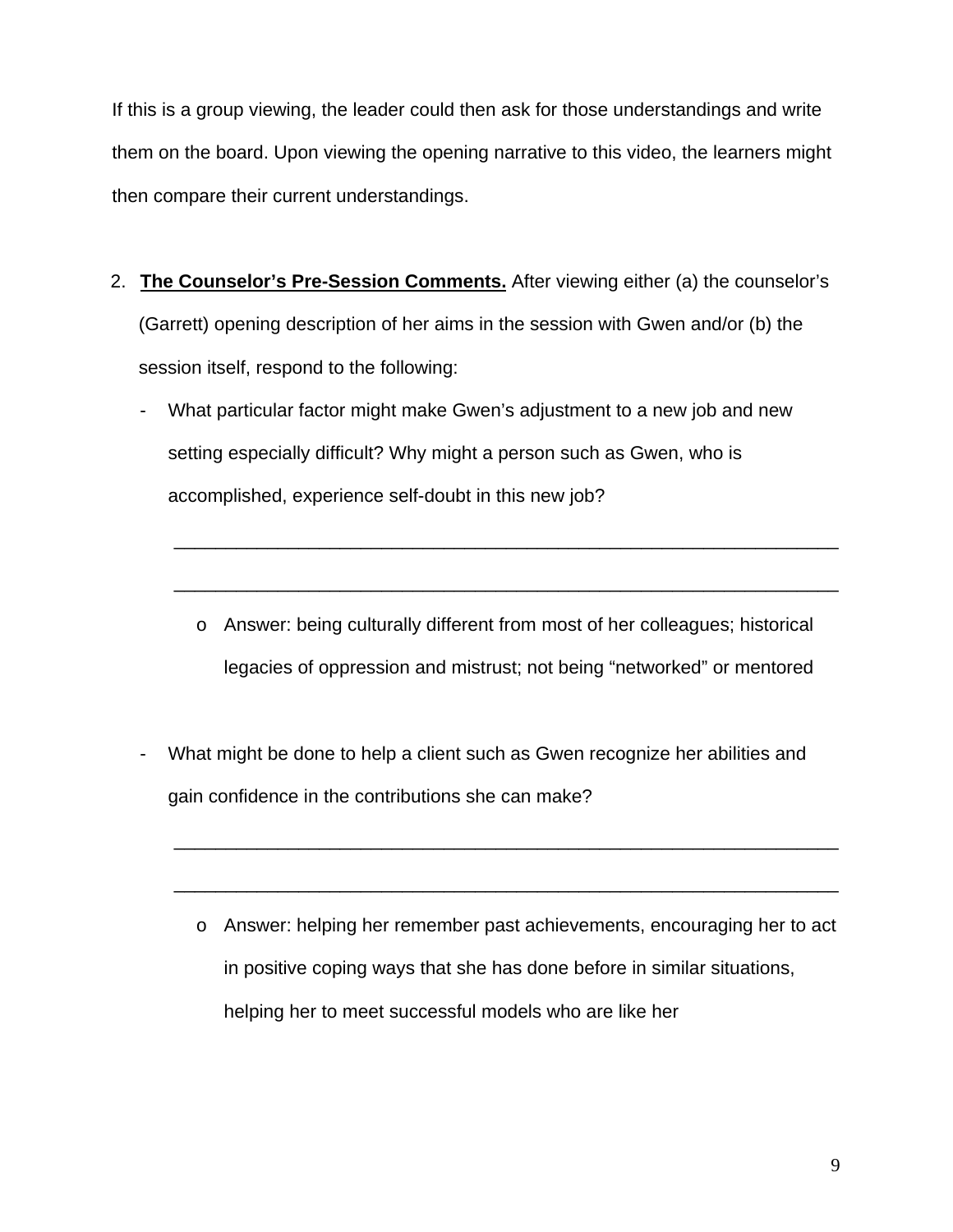If this is a group viewing, the leader could then ask for those understandings and write them on the board. Upon viewing the opening narrative to this video, the learners might then compare their current understandings.

2. **The Counselor's Pre-Session Comments.** After viewing either (a) the counselor's (Garrett) opening description of her aims in the session with Gwen and/or (b) the session itself, respond to the following:

   - What particular factor might make Gwen's adjustment to a new job and new setting especially difficult? Why might a person such as Gwen, who is accomplished, experience self-doubt in this new job?

     ____________________________________________________________________

     ____________________________________________________________________

     - Answer: being culturally different from most of her colleagues; historical legacies of oppression and mistrust; not being "networked" or mentored

   - What might be done to help a client such as Gwen recognize her abilities and gain confidence in the contributions she can make?

     ____________________________________________________________________

     ____________________________________________________________________

     - Answer: helping her remember past achievements, encouraging her to act in positive coping ways that she has done before in similar situations, helping her to meet successful models who are like her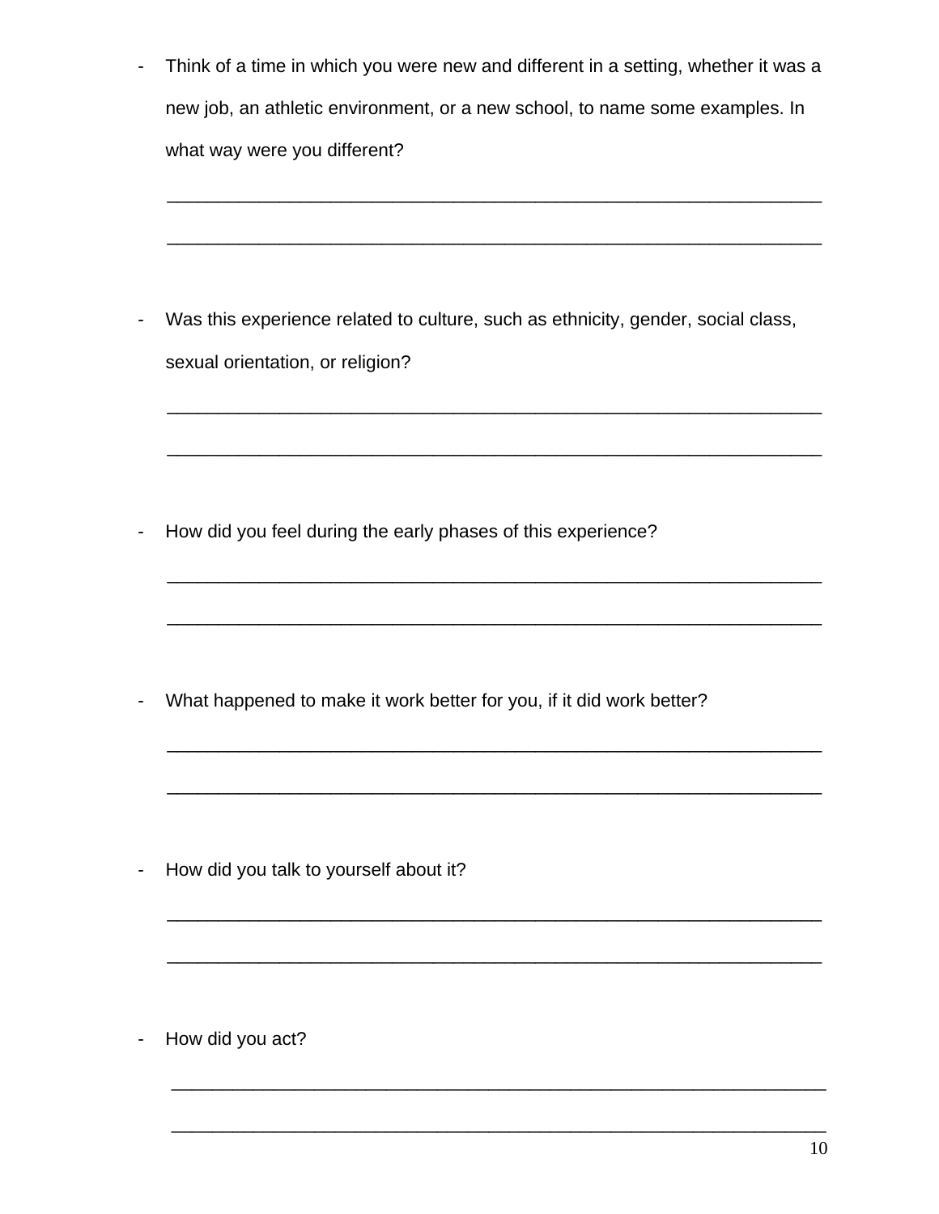- Think of a time in which you were new and different in a setting, whether it was a new job, an athletic environment, or a new school, to name some examples. In what way were you different?

  ______________________________________________________________________

  ______________________________________________________________________

- Was this experience related to culture, such as ethnicity, gender, social class, sexual orientation, or religion?

  ______________________________________________________________________

  ______________________________________________________________________

- How did you feel during the early phases of this experience?

  ______________________________________________________________________

  ______________________________________________________________________

- What happened to make it work better for you, if it did work better?

  ______________________________________________________________________

  ______________________________________________________________________

- How did you talk to yourself about it?

  ______________________________________________________________________

  ______________________________________________________________________

- How did you act?

  ______________________________________________________________________

  ______________________________________________________________________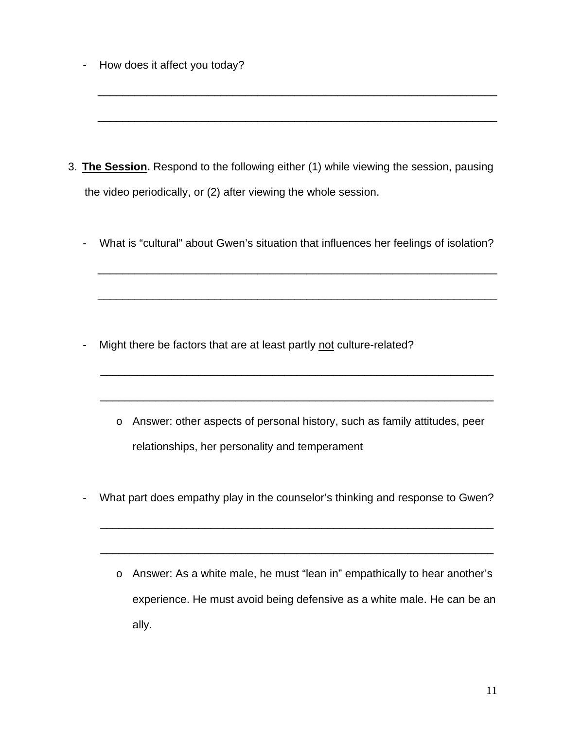- How does it affect you today?

  ______________________________________________________________________

  ______________________________________________________________________

3. **The Session.** Respond to the following either (1) while viewing the session, pausing the video periodically, or (2) after viewing the whole session.

   - What is "cultural" about Gwen's situation that influences her feelings of isolation?

     ______________________________________________________________________

     ______________________________________________________________________

   - Might there be factors that are at least partly <u>not</u> culture-related?

     ______________________________________________________________________

     ______________________________________________________________________

     - Answer: other aspects of personal history, such as family attitudes, peer relationships, her personality and temperament

   - What part does empathy play in the counselor's thinking and response to Gwen?

     ______________________________________________________________________

     ______________________________________________________________________

     - Answer: As a white male, he must "lean in" empathically to hear another's experience. He must avoid being defensive as a white male. He can be an ally.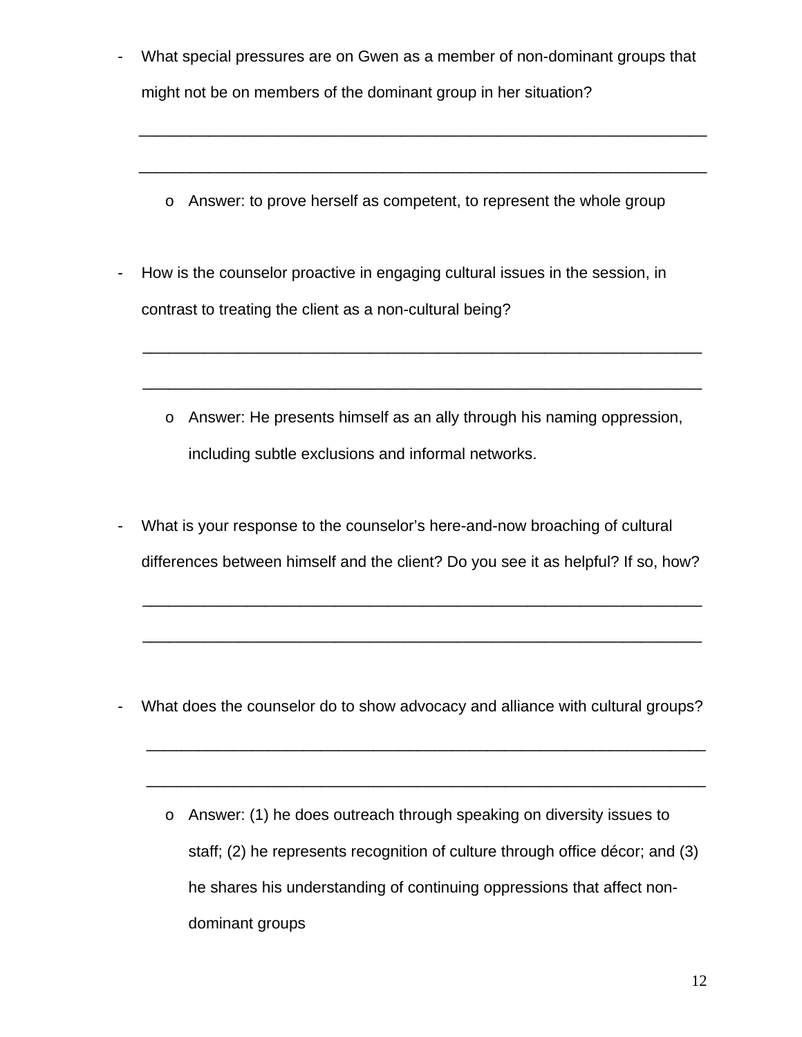- What special pressures are on Gwen as a member of non-dominant groups that might not be on members of the dominant group in her situation?

  ________________________________________________________________

  ________________________________________________________________

  - Answer: to prove herself as competent, to represent the whole group

- How is the counselor proactive in engaging cultural issues in the session, in contrast to treating the client as a non-cultural being?

  ________________________________________________________________

  ________________________________________________________________

  - Answer: He presents himself as an ally through his naming oppression, including subtle exclusions and informal networks.

- What is your response to the counselor's here-and-now broaching of cultural differences between himself and the client? Do you see it as helpful? If so, how?

  ________________________________________________________________

  ________________________________________________________________

- What does the counselor do to show advocacy and alliance with cultural groups?

  ________________________________________________________________

  ________________________________________________________________

  - Answer: (1) he does outreach through speaking on diversity issues to staff; (2) he represents recognition of culture through office décor; and (3) he shares his understanding of continuing oppressions that affect non-dominant groups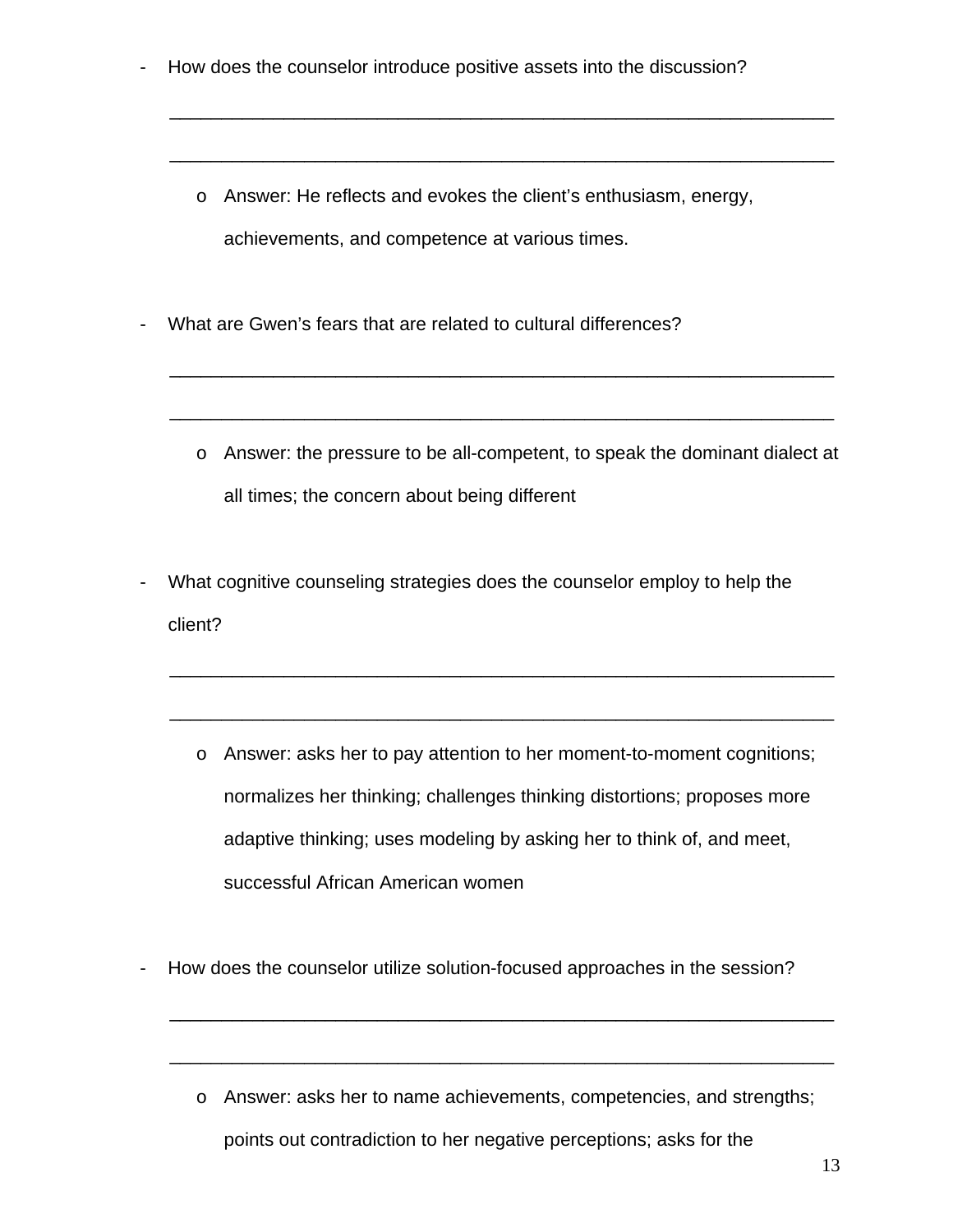- How does the counselor introduce positive assets into the discussion?

  ________________________________________________________________

  ________________________________________________________________

  - Answer: He reflects and evokes the client's enthusiasm, energy, achievements, and competence at various times.

- What are Gwen's fears that are related to cultural differences?

  ________________________________________________________________

  ________________________________________________________________

  - Answer: the pressure to be all-competent, to speak the dominant dialect at all times; the concern about being different

- What cognitive counseling strategies does the counselor employ to help the client?

  ________________________________________________________________

  ________________________________________________________________

  - Answer: asks her to pay attention to her moment-to-moment cognitions; normalizes her thinking; challenges thinking distortions; proposes more adaptive thinking; uses modeling by asking her to think of, and meet, successful African American women

- How does the counselor utilize solution-focused approaches in the session?

  ________________________________________________________________

  ________________________________________________________________

  - Answer: asks her to name achievements, competencies, and strengths; points out contradiction to her negative perceptions; asks for the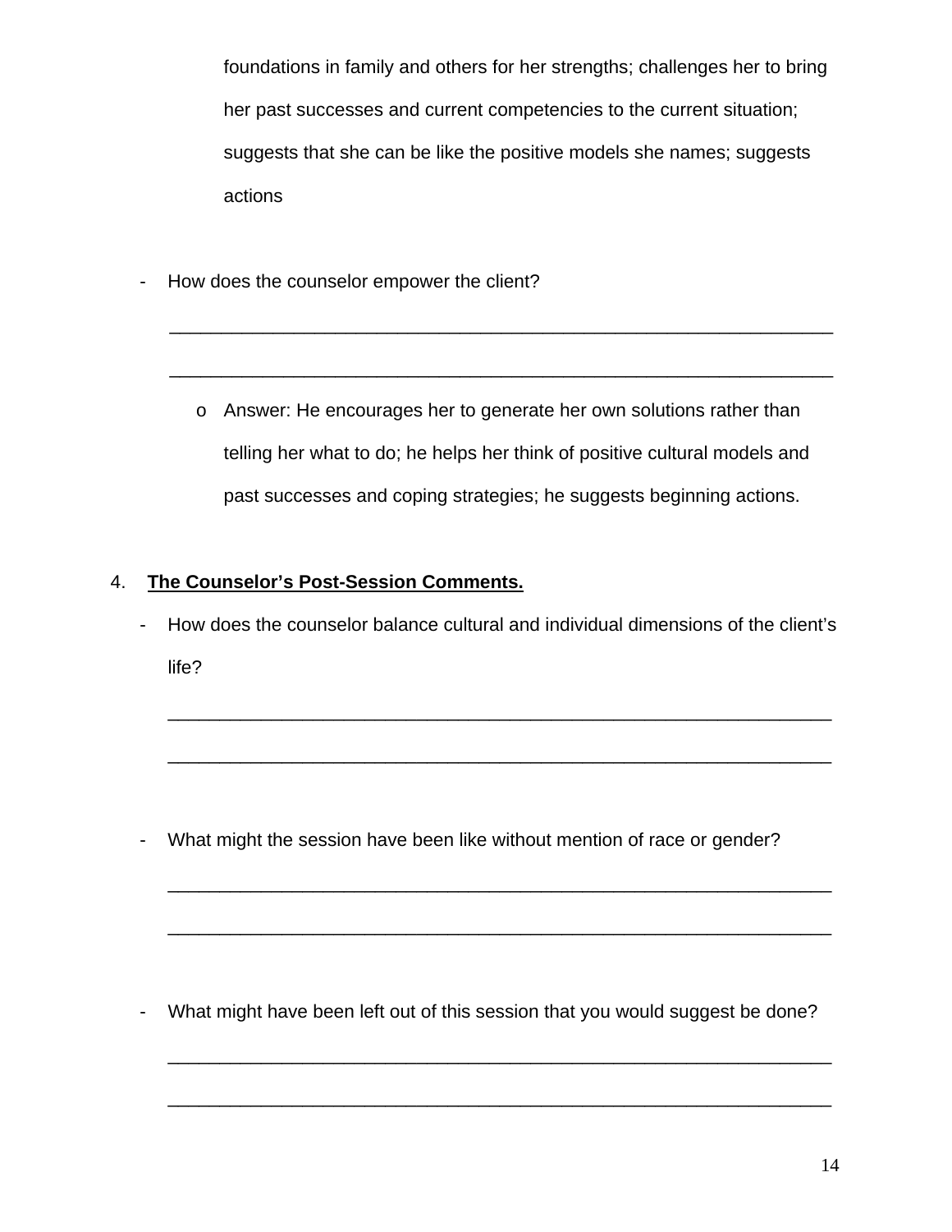foundations in family and others for her strengths; challenges her to bring her past successes and current competencies to the current situation; suggests that she can be like the positive models she names; suggests actions

- How does the counselor empower the client?

  ___________________________________________________________________

  ___________________________________________________________________

  - Answer: He encourages her to generate her own solutions rather than telling her what to do; he helps her think of positive cultural models and past successes and coping strategies; he suggests beginning actions.

4. **The Counselor's Post-Session Comments.**

- How does the counselor balance cultural and individual dimensions of the client's life?

  ___________________________________________________________________

  ___________________________________________________________________

- What might the session have been like without mention of race or gender?

  ___________________________________________________________________

  ___________________________________________________________________

- What might have been left out of this session that you would suggest be done?

  ___________________________________________________________________

  ___________________________________________________________________